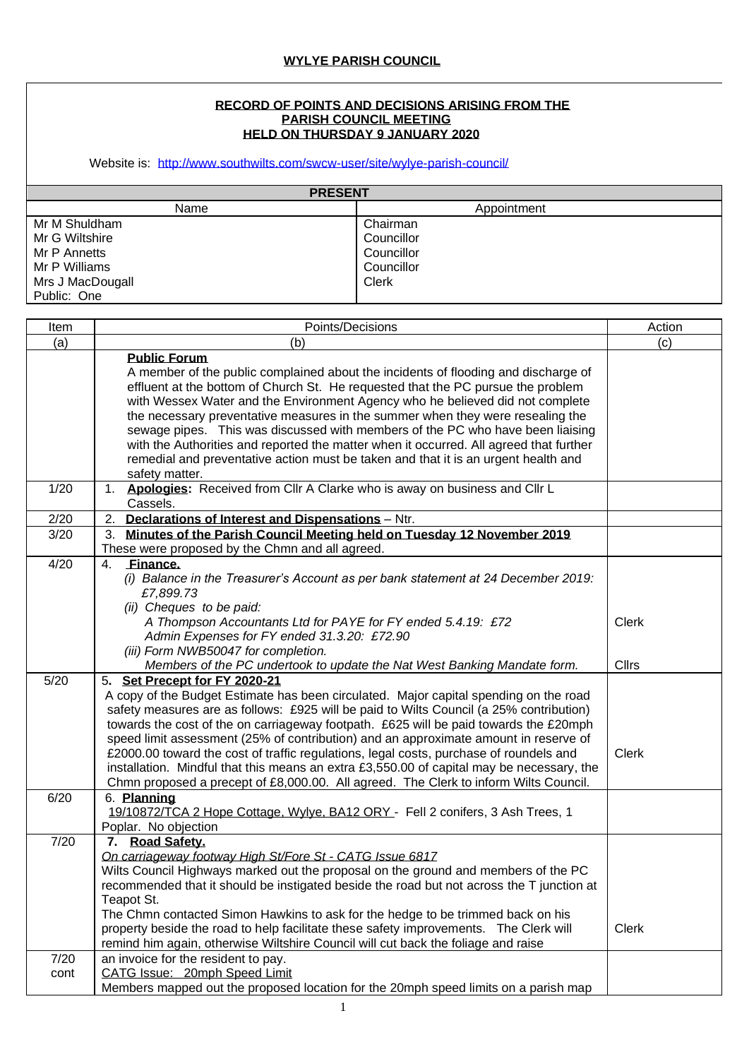# WYLYE PARISH COUNCIL

**RECORD OF POINTS AND DECISIONS ARISING FROM THE PARISH COUNCIL MEETING HELD ON THURSDAY 9 JANUARY 2020**

Website is: http://www.southwilts.com/swcw-user/site/wylye-parish-council/

| PRESENT | |
|---|---|
| Name | Appointment |
| Mr M Shuldham | Chairman |
| Mr G Wiltshire | Councillor |
| Mr P Annetts | Councillor |
| Mr P Williams | Councillor |
| Mrs J MacDougall | Clerk |
| Public: One | |

| Item | Points/Decisions | Action |
|---|---|---|
| (a) | (b) | (c) |
| | **Public Forum**<br>A member of the public complained about the incidents of flooding and discharge of effluent at the bottom of Church St. He requested that the PC pursue the problem with Wessex Water and the Environment Agency who he believed did not complete the necessary preventative measures in the summer when they were resealing the sewage pipes. This was discussed with members of the PC who have been liaising with the Authorities and reported the matter when it occurred. All agreed that further remedial and preventative action must be taken and that it is an urgent health and safety matter. | |
| 1/20 | 1. **Apologies:** Received from Cllr A Clarke who is away on business and Cllr L Cassels. | |
| 2/20 | 2. **Declarations of Interest and Dispensations** – Ntr. | |
| 3/20 | 3. **Minutes of the Parish Council Meeting held on Tuesday 12 November 2019**<br>These were proposed by the Chmn and all agreed. | |
| 4/20 | 4. **Finance.**<br>*(i) Balance in the Treasurer's Account as per bank statement at 24 December 2019: £7,899.73*<br>*(ii) Cheques to be paid:*<br>*A Thompson Accountants Ltd for PAYE for FY ended 5.4.19: £72*<br>*Admin Expenses for FY ended 31.3.20: £72.90*<br>*(iii) Form NWB50047 for completion.*<br>*Members of the PC undertook to update the Nat West Banking Mandate form.* | Clerk<br><br>Cllrs |
| 5/20 | 5. **Set Precept for FY 2020-21**<br>A copy of the Budget Estimate has been circulated. Major capital spending on the road safety measures are as follows: £925 will be paid to Wilts Council (a 25% contribution) towards the cost of the on carriageway footpath. £625 will be paid towards the £20mph speed limit assessment (25% of contribution) and an approximate amount in reserve of £2000.00 toward the cost of traffic regulations, legal costs, purchase of roundels and installation. Mindful that this means an extra £3,550.00 of capital may be necessary, the Chmn proposed a precept of £8,000.00. All agreed. The Clerk to inform Wilts Council. | Clerk |
| 6/20 | 6. **Planning**<br>19/10872/TCA 2 Hope Cottage, Wylye, BA12 ORY - Fell 2 conifers, 3 Ash Trees, 1 Poplar. No objection | |
| 7/20 | 7. **Road Safety.**<br>*On carriageway footway High St/Fore St - CATG Issue 6817*<br>Wilts Council Highways marked out the proposal on the ground and members of the PC recommended that it should be instigated beside the road but not across the T junction at Teapot St.<br>The Chmn contacted Simon Hawkins to ask for the hedge to be trimmed back on his property beside the road to help facilitate these safety improvements. The Clerk will remind him again, otherwise Wiltshire Council will cut back the foliage and raise | Clerk |
| 7/20 cont | an invoice for the resident to pay.<br>CATG Issue: 20mph Speed Limit<br>Members mapped out the proposed location for the 20mph speed limits on a parish map | |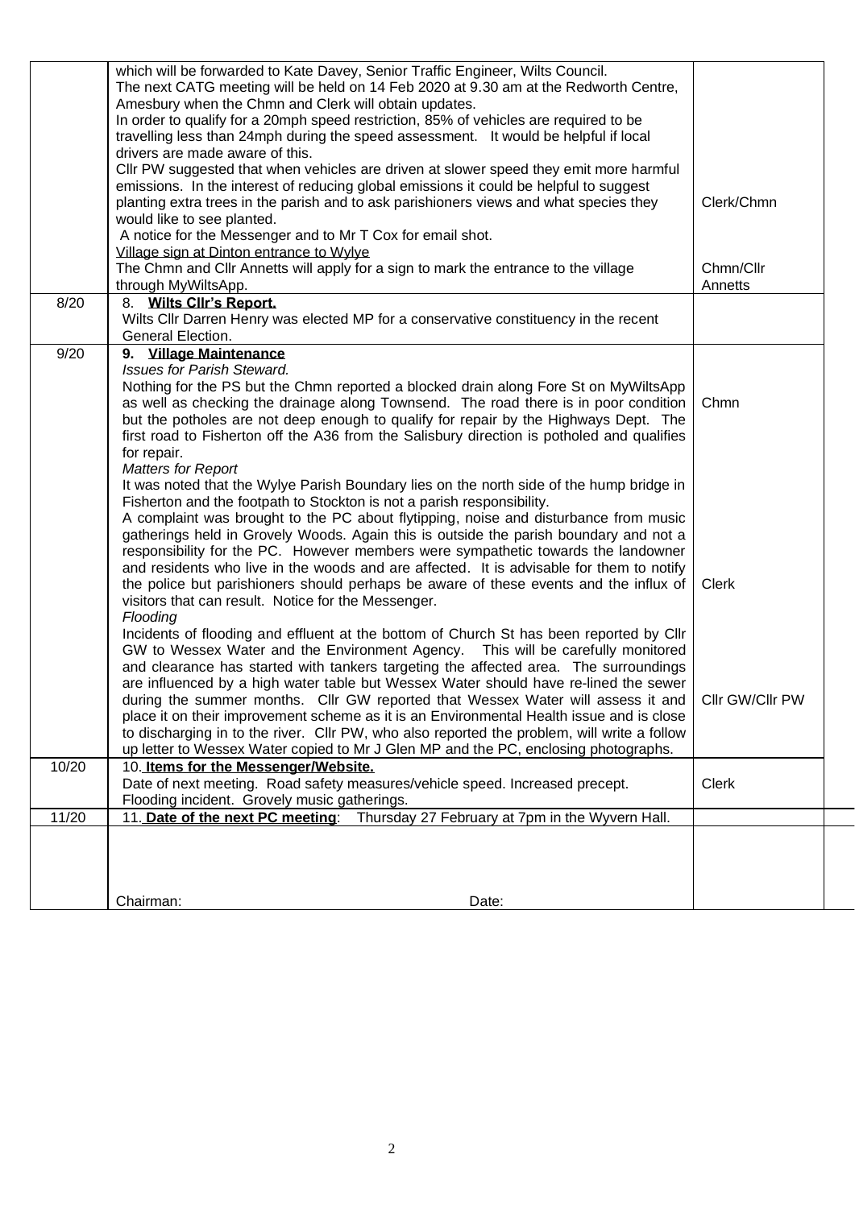| | | |
|---|---|---|
| | which will be forwarded to Kate Davey, Senior Traffic Engineer, Wilts Council.<br>The next CATG meeting will be held on 14 Feb 2020 at 9.30 am at the Redworth Centre, Amesbury when the Chmn and Clerk will obtain updates.<br>In order to qualify for a 20mph speed restriction, 85% of vehicles are required to be travelling less than 24mph during the speed assessment. It would be helpful if local drivers are made aware of this.<br>Cllr PW suggested that when vehicles are driven at slower speed they emit more harmful emissions. In the interest of reducing global emissions it could be helpful to suggest planting extra trees in the parish and to ask parishioners views and what species they would like to see planted.<br>A notice for the Messenger and to Mr T Cox for email shot.<br>Village sign at Dinton entrance to Wylye<br>The Chmn and Cllr Annetts will apply for a sign to mark the entrance to the village through MyWiltsApp. | Clerk/Chmn<br><br>Chmn/Cllr Annetts |
| 8/20 | 8. **Wilts Cllr's Report.**<br>Wilts Cllr Darren Henry was elected MP for a conservative constituency in the recent General Election. | |
| 9/20 | 9. **Village Maintenance**<br>*Issues for Parish Steward.*<br>Nothing for the PS but the Chmn reported a blocked drain along Fore St on MyWiltsApp as well as checking the drainage along Townsend. The road there is in poor condition but the potholes are not deep enough to qualify for repair by the Highways Dept. The first road to Fisherton off the A36 from the Salisbury direction is potholed and qualifies for repair.<br>*Matters for Report*<br>It was noted that the Wylye Parish Boundary lies on the north side of the hump bridge in Fisherton and the footpath to Stockton is not a parish responsibility.<br>A complaint was brought to the PC about flytipping, noise and disturbance from music gatherings held in Grovely Woods. Again this is outside the parish boundary and not a responsibility for the PC. However members were sympathetic towards the landowner and residents who live in the woods and are affected. It is advisable for them to notify the police but parishioners should perhaps be aware of these events and the influx of visitors that can result. Notice for the Messenger.<br>*Flooding*<br>Incidents of flooding and effluent at the bottom of Church St has been reported by Cllr GW to Wessex Water and the Environment Agency. This will be carefully monitored and clearance has started with tankers targeting the affected area. The surroundings are influenced by a high water table but Wessex Water should have re-lined the sewer during the summer months. Cllr GW reported that Wessex Water will assess it and place it on their improvement scheme as it is an Environmental Health issue and is close to discharging in to the river. Cllr PW, who also reported the problem, will write a follow up letter to Wessex Water copied to Mr J Glen MP and the PC, enclosing photographs. | Chmn<br><br>Clerk<br><br>Cllr GW/Cllr PW |
| 10/20 | 10. **Items for the Messenger/Website.**<br>Date of next meeting. Road safety measures/vehicle speed. Increased precept. Flooding incident. Grovely music gatherings. | Clerk |
| 11/20 | 11. **Date of the next PC meeting**: Thursday 27 February at 7pm in the Wyvern Hall. | |
| | Chairman: Date: | |